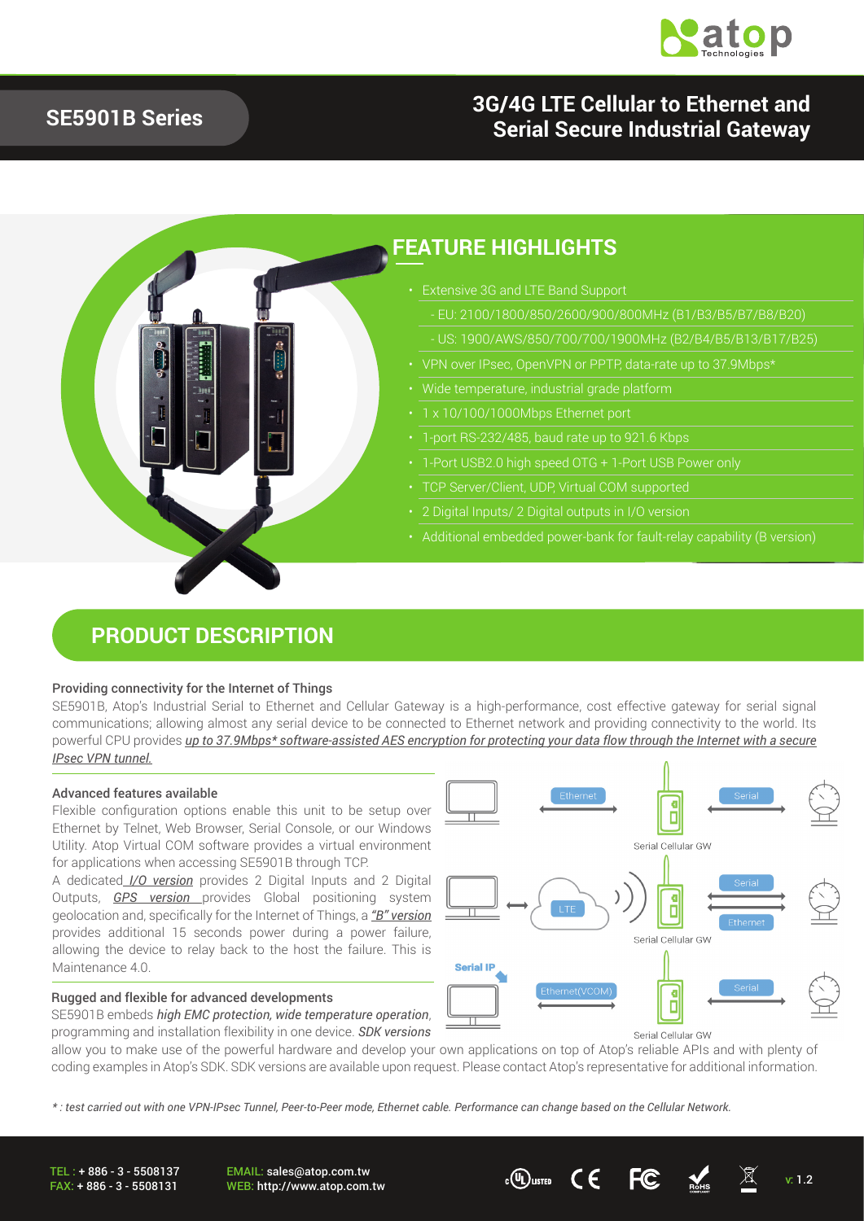# SE5901B Series

## 3G/4G LTE Cellular to Ethernet and Serial Secure Industrial Gateway

## FEATURE HIGHLIGHTS

- Extensive 3G and LTE Band Support
  - EU: 2100/1800/850/2600/900/800MHz (B1/B3/B5/B7/B8/B20)
  - US: 1900/AWS/850/700/700/1900MHz (B2/B4/B5/B13/B17/B25)
- VPN over IPsec, OpenVPN or PPTP, data-rate up to 37.9Mbps*
- Wide temperature, industrial grade platform
- 1 x 10/100/1000Mbps Ethernet port
- 1-port RS-232/485, baud rate up to 921.6 Kbps
- 1-Port USB2.0 high speed OTG + 1-Port USB Power only
- TCP Server/Client, UDP, Virtual COM supported
- 2 Digital Inputs/ 2 Digital outputs in I/O version
- Additional embedded power-bank for fault-relay capability (B version)

## PRODUCT DESCRIPTION

### Providing connectivity for the Internet of Things

SE5901B, Atop's Industrial Serial to Ethernet and Cellular Gateway is a high-performance, cost effective gateway for serial signal communications; allowing almost any serial device to be connected to Ethernet network and providing connectivity to the world. Its powerful CPU provides *up to 37.9Mbps* software-assisted AES encryption for protecting your data flow through the Internet with a secure IPsec VPN tunnel.*

### Advanced features available

Flexible configuration options enable this unit to be setup over Ethernet by Telnet, Web Browser, Serial Console, or our Windows Utility. Atop Virtual COM software provides a virtual environment for applications when accessing SE5901B through TCP.

A dedicated *I/O version* provides 2 Digital Inputs and 2 Digital Outputs, *GPS version* provides Global positioning system geolocation and, specifically for the Internet of Things, a *"B" version* provides additional 15 seconds power during a power failure, allowing the device to relay back to the host the failure. This is Maintenance 4.0.

### Rugged and flexible for advanced developments

SE5901B embeds *high EMC protection, wide temperature operation*, programming and installation flexibility in one device. *SDK versions* allow you to make use of the powerful hardware and develop your own applications on top of Atop's reliable APIs and with plenty of coding examples in Atop's SDK. SDK versions are available upon request. Please contact Atop's representative for additional information.

Ethernet | Serial | Serial Cellular GW

LTE | Serial | Ethernet | Serial Cellular GW

Serial IP | Ethernet(VCOM) | Serial | Serial Cellular GW

*\* : test carried out with one VPN-IPsec Tunnel, Peer-to-Peer mode, Ethernet cable. Performance can change based on the Cellular Network.*

TEL : + 886 - 3 - 5508137
FAX: + 886 - 3 - 5508131

EMAIL: sales@atop.com.tw
WEB: http://www.atop.com.tw

v: 1.2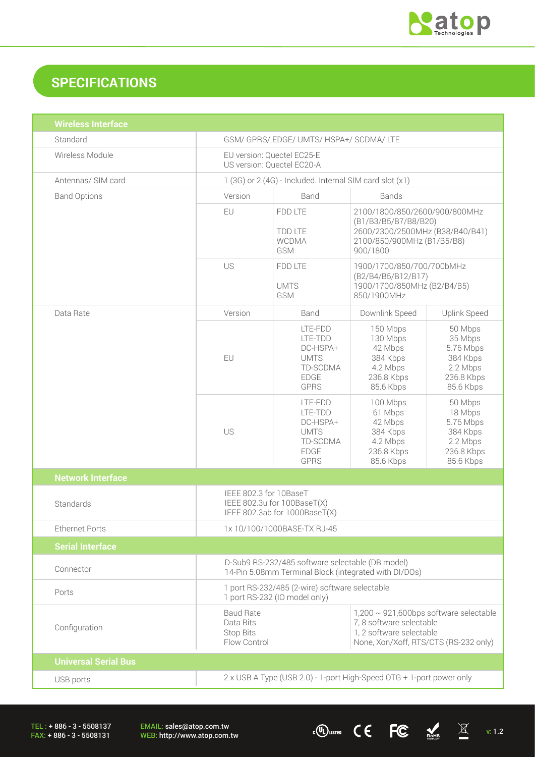## SPECIFICATIONS

| Wireless Interface | | | | |
|---|---|---|---|---|
| Standard | GSM/ GPRS/ EDGE/ UMTS/ HSPA+/ SCDMA/ LTE | | | |
| Wireless Module | EU version: Quectel EC25-E<br>US version: Quectel EC20-A | | | |
| Antennas/ SIM card | 1 (3G) or 2 (4G) - Included. Internal SIM card slot (x1) | | | |
| Band Options | Version | Band | Bands | |
| | EU | FDD LTE<br><br>TDD LTE<br>WCDMA<br>GSM | 2100/1800/850/2600/900/800MHz (B1/B3/B5/B7/B8/B20)<br>2600/2300/2500MHz (B38/B40/B41)<br>2100/850/900MHz (B1/B5/B8)<br>900/1800 | |
| | US | FDD LTE<br><br>UMTS<br>GSM | 1900/1700/850/700/700bMHz (B2/B4/B5/B12/B17)<br>1900/1700/850MHz (B2/B4/B5)<br>850/1900MHz | |
| Data Rate | Version | Band | Downlink Speed | Uplink Speed |
| | EU | LTE-FDD<br>LTE-TDD<br>DC-HSPA+<br>UMTS<br>TD-SCDMA<br>EDGE<br>GPRS | 150 Mbps<br>130 Mbps<br>42 Mbps<br>384 Kbps<br>4.2 Mbps<br>236.8 Kbps<br>85.6 Kbps | 50 Mbps<br>35 Mbps<br>5.76 Mbps<br>384 Kbps<br>2.2 Mbps<br>236.8 Kbps<br>85.6 Kbps |
| | US | LTE-FDD<br>LTE-TDD<br>DC-HSPA+<br>UMTS<br>TD-SCDMA<br>EDGE<br>GPRS | 100 Mbps<br>61 Mbps<br>42 Mbps<br>384 Kbps<br>4.2 Mbps<br>236.8 Kbps<br>85.6 Kbps | 50 Mbps<br>18 Mbps<br>5.76 Mbps<br>384 Kbps<br>2.2 Mbps<br>236.8 Kbps<br>85.6 Kbps |
| **Network Interface** | | | | |
| Standards | IEEE 802.3 for 10BaseT<br>IEEE 802.3u for 100BaseT(X)<br>IEEE 802.3ab for 1000BaseT(X) | | | |
| Ethernet Ports | 1x 10/100/1000BASE-TX RJ-45 | | | |
| **Serial Interface** | | | | |
| Connector | D-Sub9 RS-232/485 software selectable (DB model)<br>14-Pin 5.08mm Terminal Block (integrated with DI/DOs) | | | |
| Ports | 1 port RS-232/485 (2-wire) software selectable<br>1 port RS-232 (IO model only) | | | |
| Configuration | Baud Rate<br>Data Bits<br>Stop Bits<br>Flow Control | | 1,200 ~ 921,600bps software selectable<br>7, 8 software selectable<br>1, 2 software selectable<br>None, Xon/Xoff, RTS/CTS (RS-232 only) | |
| **Universal Serial Bus** | | | | |
| USB ports | 2 x USB A Type (USB 2.0) - 1-port High-Speed OTG + 1-port power only | | | |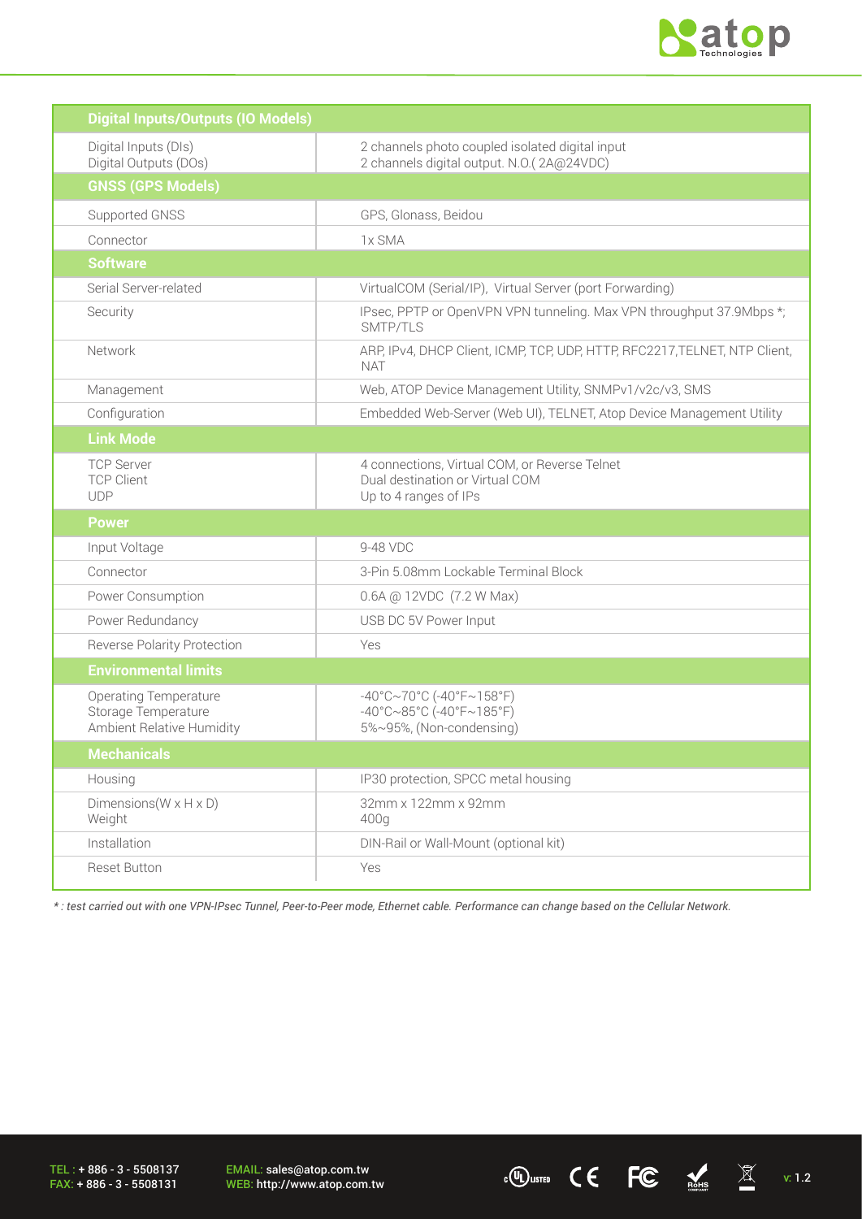| Digital Inputs/Outputs (IO Models) | |
|---|---|
| Digital Inputs (DIs)<br>Digital Outputs (DOs) | 2 channels photo coupled isolated digital input<br>2 channels digital output. N.O.( 2A@24VDC) |
| **GNSS (GPS Models)** | |
| Supported GNSS | GPS, Glonass, Beidou |
| Connector | 1x SMA |
| **Software** | |
| Serial Server-related | VirtualCOM (Serial/IP), Virtual Server (port Forwarding) |
| Security | IPsec, PPTP or OpenVPN VPN tunneling. Max VPN throughput 37.9Mbps *; SMTP/TLS |
| Network | ARP, IPv4, DHCP Client, ICMP, TCP, UDP, HTTP, RFC2217,TELNET, NTP Client, NAT |
| Management | Web, ATOP Device Management Utility, SNMPv1/v2c/v3, SMS |
| Configuration | Embedded Web-Server (Web UI), TELNET, Atop Device Management Utility |
| **Link Mode** | |
| TCP Server<br>TCP Client<br>UDP | 4 connections, Virtual COM, or Reverse Telnet<br>Dual destination or Virtual COM<br>Up to 4 ranges of IPs |
| **Power** | |
| Input Voltage | 9-48 VDC |
| Connector | 3-Pin 5.08mm Lockable Terminal Block |
| Power Consumption | 0.6A @ 12VDC (7.2 W Max) |
| Power Redundancy | USB DC 5V Power Input |
| Reverse Polarity Protection | Yes |
| **Environmental limits** | |
| Operating Temperature<br>Storage Temperature<br>Ambient Relative Humidity | -40°C~70°C (-40°F~158°F)<br>-40°C~85°C (-40°F~185°F)<br>5%~95%, (Non-condensing) |
| **Mechanicals** | |
| Housing | IP30 protection, SPCC metal housing |
| Dimensions(W x H x D)<br>Weight | 32mm x 122mm x 92mm<br>400g |
| Installation | DIN-Rail or Wall-Mount (optional kit) |
| Reset Button | Yes |

*\* : test carried out with one VPN-IPsec Tunnel, Peer-to-Peer mode, Ethernet cable. Performance can change based on the Cellular Network.*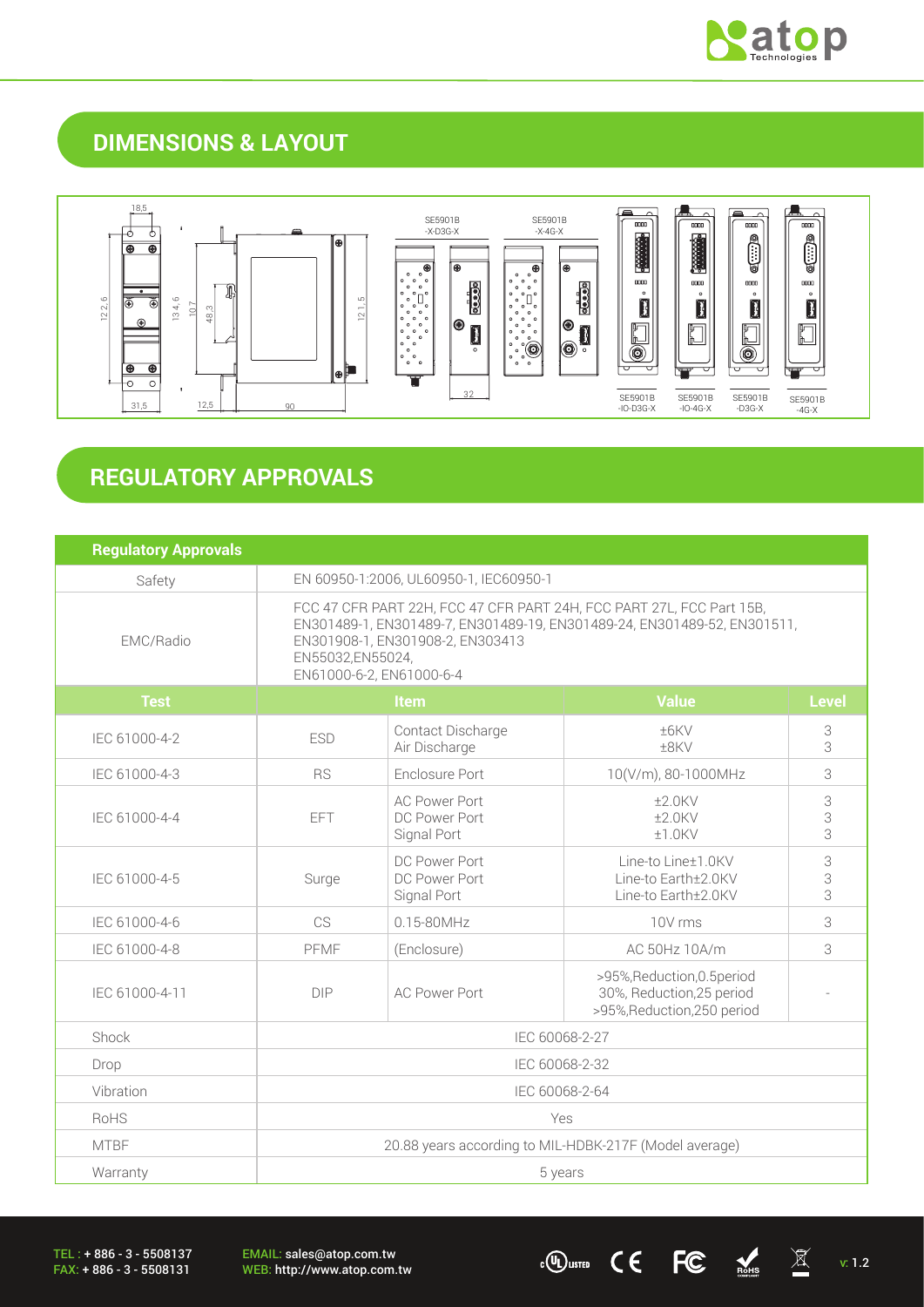## DIMENSIONS & LAYOUT

## REGULATORY APPROVALS

| Regulatory Approvals | | | | |
|---|---|---|---|---|
| Safety | EN 60950-1:2006, UL60950-1, IEC60950-1 | | | |
| EMC/Radio | FCC 47 CFR PART 22H, FCC 47 CFR PART 24H, FCC PART 27L, FCC Part 15B, EN301489-1, EN301489-7, EN301489-19, EN301489-24, EN301489-52, EN301511, EN301908-1, EN301908-2, EN303413 EN55032,EN55024, EN61000-6-2, EN61000-6-4 | | | |
| **Test** | **Item** | | **Value** | **Level** |
| IEC 61000-4-2 | ESD | Contact Discharge<br>Air Discharge | ±6KV<br>±8KV | 3<br>3 |
| IEC 61000-4-3 | RS | Enclosure Port | 10(V/m), 80-1000MHz | 3 |
| IEC 61000-4-4 | EFT | AC Power Port<br>DC Power Port<br>Signal Port | ±2.0KV<br>±2.0KV<br>±1.0KV | 3<br>3<br>3 |
| IEC 61000-4-5 | Surge | DC Power Port<br>DC Power Port<br>Signal Port | Line-to Line±1.0KV<br>Line-to Earth±2.0KV<br>Line-to Earth±2.0KV | 3<br>3<br>3 |
| IEC 61000-4-6 | CS | 0.15-80MHz | 10V rms | 3 |
| IEC 61000-4-8 | PFMF | (Enclosure) | AC 50Hz 10A/m | 3 |
| IEC 61000-4-11 | DIP | AC Power Port | >95%,Reduction,0.5period<br>30%, Reduction,25 period<br>>95%,Reduction,250 period | - |
| Shock | IEC 60068-2-27 | | | |
| Drop | IEC 60068-2-32 | | | |
| Vibration | IEC 60068-2-64 | | | |
| RoHS | Yes | | | |
| MTBF | 20.88 years according to MIL-HDBK-217F (Model average) | | | |
| Warranty | 5 years | | | |

TEL : + 886 - 3 - 5508137
FAX: + 886 - 3 - 5508131

EMAIL: sales@atop.com.tw
WEB: http://www.atop.com.tw

v: 1.2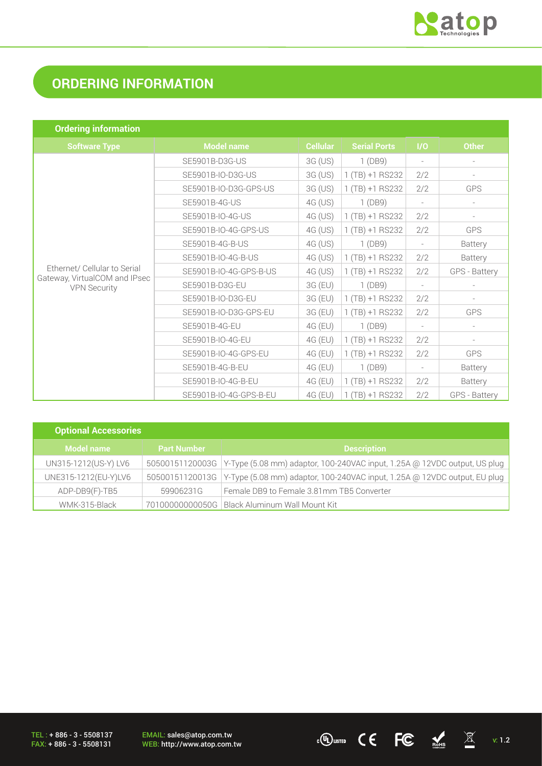# ORDERING INFORMATION

## Ordering information

| Software Type | Model name | Cellular | Serial Ports | I/O | Other |
|---|---|---|---|---|---|
| Ethernet/ Cellular to Serial Gateway, VirtualCOM and IPsec VPN Security | SE5901B-D3G-US | 3G (US) | 1 (DB9) | - | - |
| | SE5901B-IO-D3G-US | 3G (US) | 1 (TB) +1 RS232 | 2/2 | - |
| | SE5901B-IO-D3G-GPS-US | 3G (US) | 1 (TB) +1 RS232 | 2/2 | GPS |
| | SE5901B-4G-US | 4G (US) | 1 (DB9) | - | - |
| | SE5901B-IO-4G-US | 4G (US) | 1 (TB) +1 RS232 | 2/2 | - |
| | SE5901B-IO-4G-GPS-US | 4G (US) | 1 (TB) +1 RS232 | 2/2 | GPS |
| | SE5901B-4G-B-US | 4G (US) | 1 (DB9) | - | Battery |
| | SE5901B-IO-4G-B-US | 4G (US) | 1 (TB) +1 RS232 | 2/2 | Battery |
| | SE5901B-IO-4G-GPS-B-US | 4G (US) | 1 (TB) +1 RS232 | 2/2 | GPS - Battery |
| | SE5901B-D3G-EU | 3G (EU) | 1 (DB9) | - | - |
| | SE5901B-IO-D3G-EU | 3G (EU) | 1 (TB) +1 RS232 | 2/2 | - |
| | SE5901B-IO-D3G-GPS-EU | 3G (EU) | 1 (TB) +1 RS232 | 2/2 | GPS |
| | SE5901B-4G-EU | 4G (EU) | 1 (DB9) | - | - |
| | SE5901B-IO-4G-EU | 4G (EU) | 1 (TB) +1 RS232 | 2/2 | - |
| | SE5901B-IO-4G-GPS-EU | 4G (EU) | 1 (TB) +1 RS232 | 2/2 | GPS |
| | SE5901B-4G-B-EU | 4G (EU) | 1 (DB9) | - | Battery |
| | SE5901B-IO-4G-B-EU | 4G (EU) | 1 (TB) +1 RS232 | 2/2 | Battery |
| | SE5901B-IO-4G-GPS-B-EU | 4G (EU) | 1 (TB) +1 RS232 | 2/2 | GPS - Battery |

## Optional Accessories

| Model name | Part Number | Description |
|---|---|---|
| UN315-1212(US-Y) LV6 | 50500151120003G | Y-Type (5.08 mm) adaptor, 100-240VAC input, 1.25A @ 12VDC output, US plug |
| UNE315-1212(EU-Y)LV6 | 50500151120013G | Y-Type (5.08 mm) adaptor, 100-240VAC input, 1.25A @ 12VDC output, EU plug |
| ADP-DB9(F)-TB5 | 59906231G | Female DB9 to Female 3.81mm TB5 Converter |
| WMK-315-Black | 70100000000050G | Black Aluminum Wall Mount Kit |

TEL : + 886 - 3 - 5508137
FAX: + 886 - 3 - 5508131

EMAIL: sales@atop.com.tw
WEB: http://www.atop.com.tw

v: 1.2